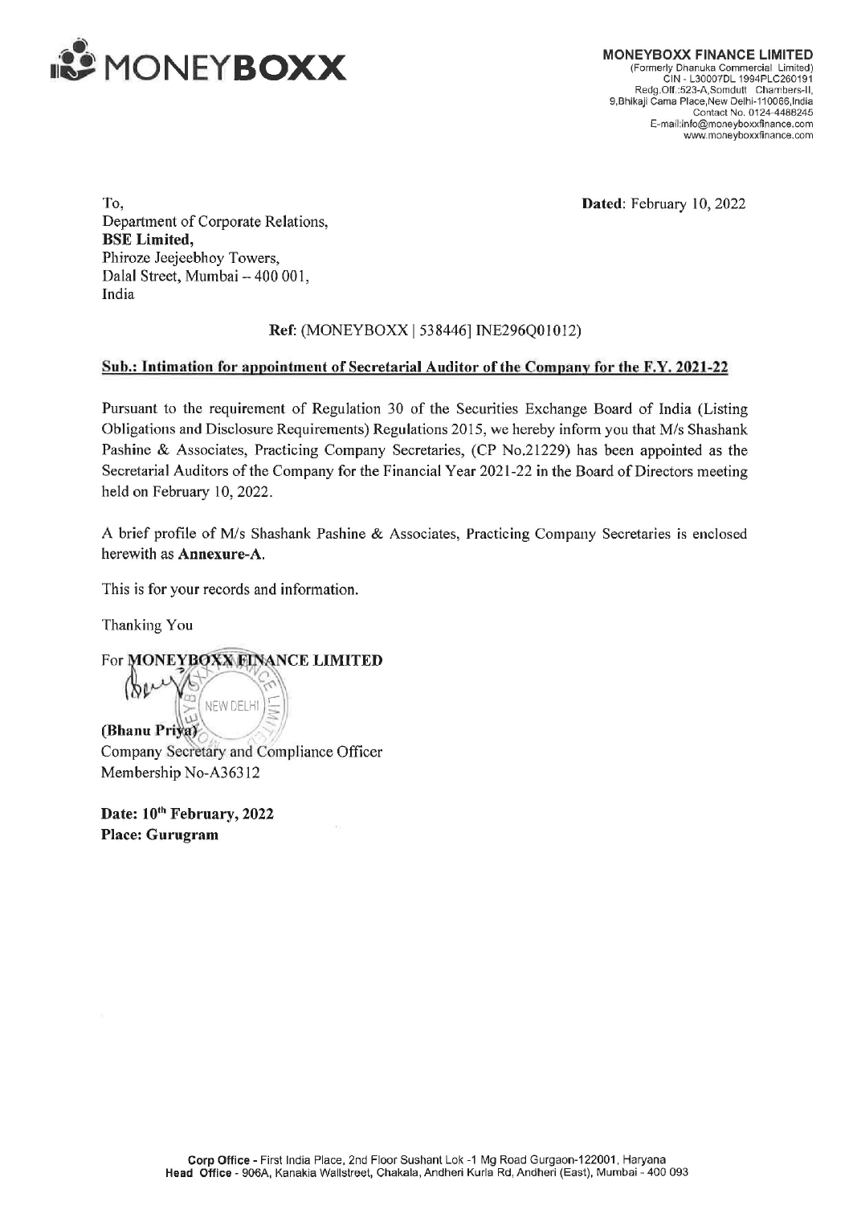MONEYBOX

**MONEYBOXX FINANCE LIMITED**
(Formerly Dhanuka Commercial Limited)
CIN - L30007DL 1994PLC260191
Redg.Off.:523-A,Somdutt Chambers-II,
9,Bhikaji Cama Place,New Delhi-110066,India
Contact No. 0124-4488245
E-mail:info@moneyboxxfinance.com
www.moneyboxxfinance.com

**Dated**: February 10, 2022

To,
Department of Corporate Relations,
**BSE Limited,**
Phiroze Jeejeebhoy Towers,
Dalal Street, Mumbai – 400 001,
India

**Ref**: (MONEYBOXX | 538446| INE296Q01012)

**Sub.: Intimation for appointment of Secretarial Auditor of the Company for the F.Y. 2021-22**

Pursuant to the requirement of Regulation 30 of the Securities Exchange Board of India (Listing Obligations and Disclosure Requirements) Regulations 2015, we hereby inform you that M/s Shashank Pashine & Associates, Practicing Company Secretaries, (CP No.21229) has been appointed as the Secretarial Auditors of the Company for the Financial Year 2021-22 in the Board of Directors meeting held on February 10, 2022.

A brief profile of M/s Shashank Pashine & Associates, Practicing Company Secretaries is enclosed herewith as **Annexure-A**.

This is for your records and information.

Thanking You

For **MONEYBOXX FINANCE LIMITED**

**(Bhanu Priya)**
Company Secretary and Compliance Officer
Membership No-A36312

**Date: 10th February, 2022**
**Place: Gurugram**

**Corp Office** - First India Place, 2nd Floor Sushant Lok -1 Mg Road Gurgaon-122001, Haryana
**Head Office** - 906A, Kanakia Wallstreet, Chakala, Andheri Kurla Rd, Andheri (East), Mumbai - 400 093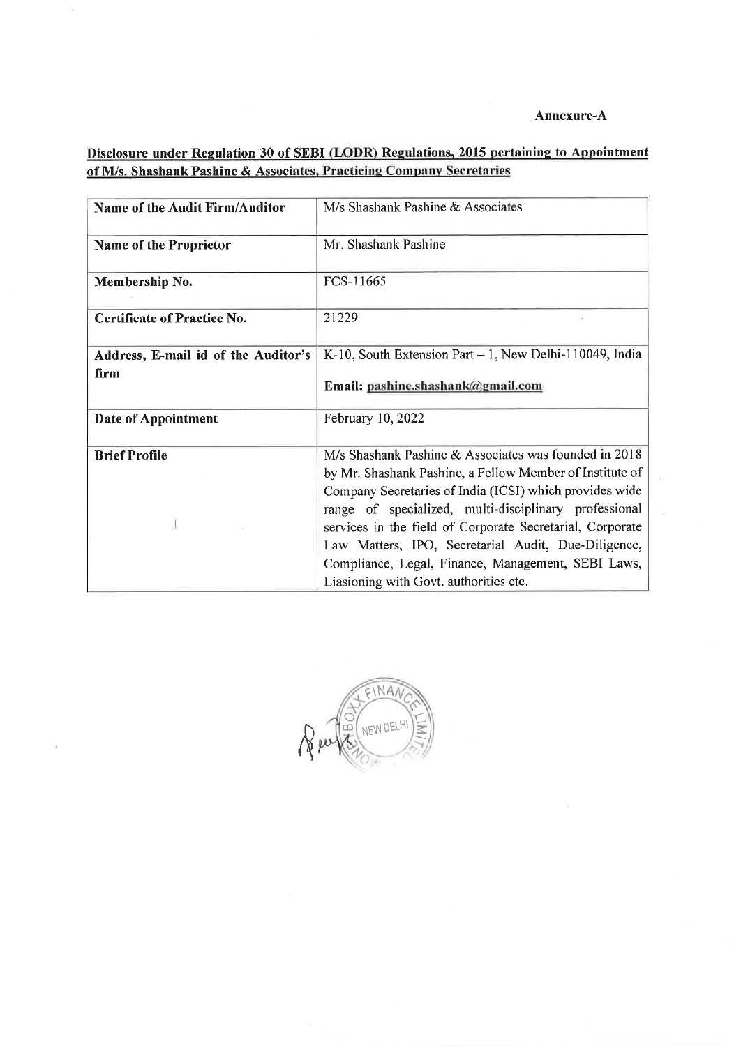**Annexure-A**

**Disclosure under Regulation 30 of SEBI (LODR) Regulations, 2015 pertaining to Appointment of M/s. Shashank Pashine & Associates, Practicing Company Secretaries**

| | |
|---|---|
| **Name of the Audit Firm/Auditor** | M/s Shashank Pashine & Associates |
| **Name of the Proprietor** | Mr. Shashank Pashine |
| **Membership No.** | FCS-11665 |
| **Certificate of Practice No.** | 21229 |
| **Address, E-mail id of the Auditor's firm** | K-10, South Extension Part – 1, New Delhi-110049, India<br>**Email: pashine.shashank@gmail.com** |
| **Date of Appointment** | February 10, 2022 |
| **Brief Profile** | M/s Shashank Pashine & Associates was founded in 2018 by Mr. Shashank Pashine, a Fellow Member of Institute of Company Secretaries of India (ICSI) which provides wide range of specialized, multi-disciplinary professional services in the field of Corporate Secretarial, Corporate Law Matters, IPO, Secretarial Audit, Due-Diligence, Compliance, Legal, Finance, Management, SEBI Laws, Liasioning with Govt. authorities etc. |